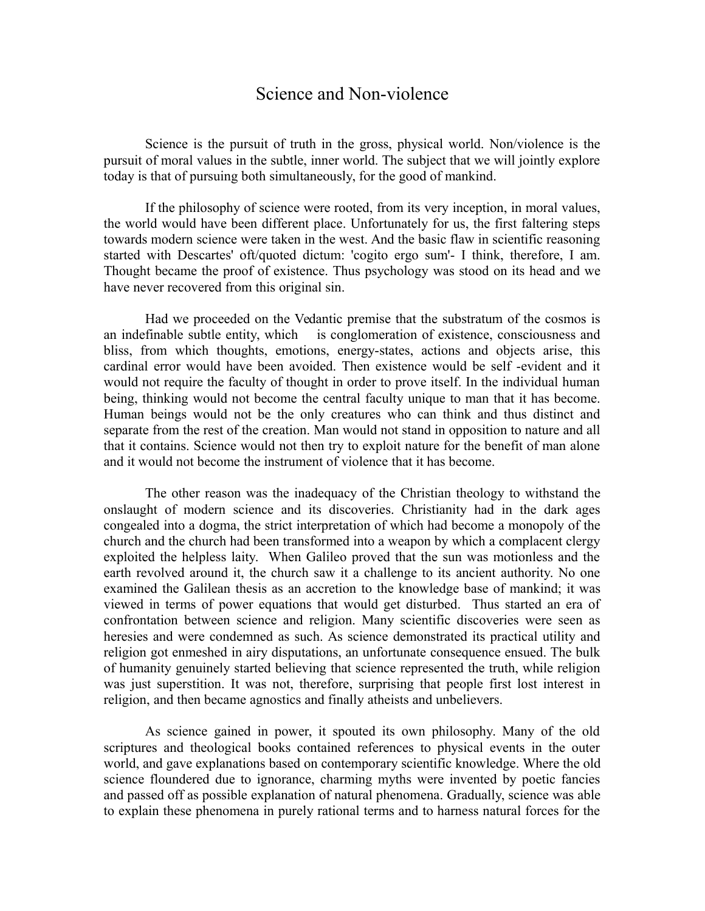# Science and Non-violence

Science is the pursuit of truth in the gross, physical world. Non/violence is the pursuit of moral values in the subtle, inner world. The subject that we will jointly explore today is that of pursuing both simultaneously, for the good of mankind.

If the philosophy of science were rooted, from its very inception, in moral values, the world would have been different place. Unfortunately for us, the first faltering steps towards modern science were taken in the west. And the basic flaw in scientific reasoning started with Descartes' oft/quoted dictum: 'cogito ergo sum'- I think, therefore, I am. Thought became the proof of existence. Thus psychology was stood on its head and we have never recovered from this original sin.

Had we proceeded on the Vedantic premise that the substratum of the cosmos is an indefinable subtle entity, which is conglomeration of existence, consciousness and bliss, from which thoughts, emotions, energy-states, actions and objects arise, this cardinal error would have been avoided. Then existence would be self -evident and it would not require the faculty of thought in order to prove itself. In the individual human being, thinking would not become the central faculty unique to man that it has become. Human beings would not be the only creatures who can think and thus distinct and separate from the rest of the creation. Man would not stand in opposition to nature and all that it contains. Science would not then try to exploit nature for the benefit of man alone and it would not become the instrument of violence that it has become.

The other reason was the inadequacy of the Christian theology to withstand the onslaught of modern science and its discoveries. Christianity had in the dark ages congealed into a dogma, the strict interpretation of which had become a monopoly of the church and the church had been transformed into a weapon by which a complacent clergy exploited the helpless laity. When Galileo proved that the sun was motionless and the earth revolved around it, the church saw it a challenge to its ancient authority. No one examined the Galilean thesis as an accretion to the knowledge base of mankind; it was viewed in terms of power equations that would get disturbed. Thus started an era of confrontation between science and religion. Many scientific discoveries were seen as heresies and were condemned as such. As science demonstrated its practical utility and religion got enmeshed in airy disputations, an unfortunate consequence ensued. The bulk of humanity genuinely started believing that science represented the truth, while religion was just superstition. It was not, therefore, surprising that people first lost interest in religion, and then became agnostics and finally atheists and unbelievers.

As science gained in power, it spouted its own philosophy. Many of the old scriptures and theological books contained references to physical events in the outer world, and gave explanations based on contemporary scientific knowledge. Where the old science floundered due to ignorance, charming myths were invented by poetic fancies and passed off as possible explanation of natural phenomena. Gradually, science was able to explain these phenomena in purely rational terms and to harness natural forces for the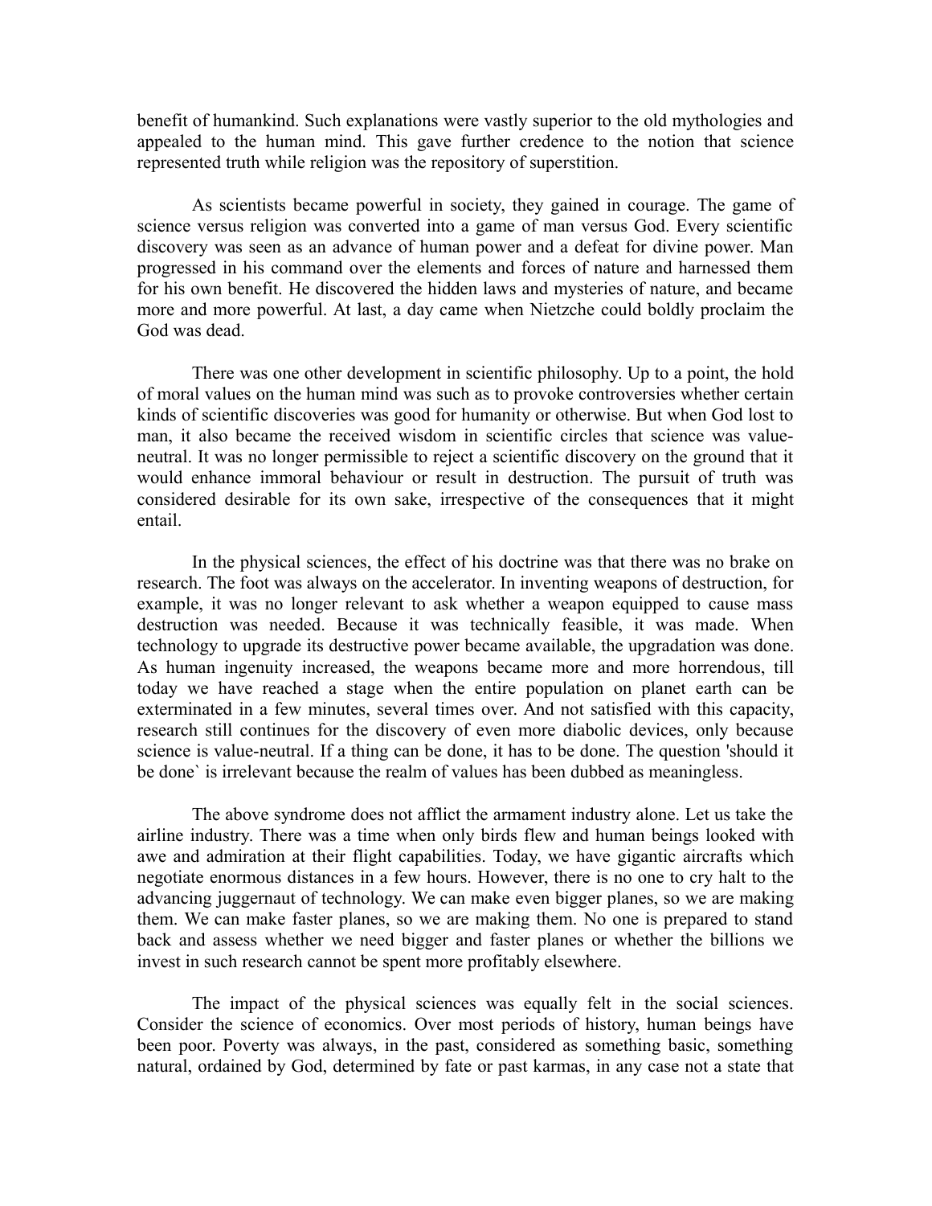benefit of humankind. Such explanations were vastly superior to the old mythologies and appealed to the human mind. This gave further credence to the notion that science represented truth while religion was the repository of superstition.

As scientists became powerful in society, they gained in courage. The game of science versus religion was converted into a game of man versus God. Every scientific discovery was seen as an advance of human power and a defeat for divine power. Man progressed in his command over the elements and forces of nature and harnessed them for his own benefit. He discovered the hidden laws and mysteries of nature, and became more and more powerful. At last, a day came when Nietzche could boldly proclaim the God was dead.

There was one other development in scientific philosophy. Up to a point, the hold of moral values on the human mind was such as to provoke controversies whether certain kinds of scientific discoveries was good for humanity or otherwise. But when God lost to man, it also became the received wisdom in scientific circles that science was value-neutral. It was no longer permissible to reject a scientific discovery on the ground that it would enhance immoral behaviour or result in destruction. The pursuit of truth was considered desirable for its own sake, irrespective of the consequences that it might entail.

In the physical sciences, the effect of his doctrine was that there was no brake on research. The foot was always on the accelerator. In inventing weapons of destruction, for example, it was no longer relevant to ask whether a weapon equipped to cause mass destruction was needed. Because it was technically feasible, it was made. When technology to upgrade its destructive power became available, the upgradation was done. As human ingenuity increased, the weapons became more and more horrendous, till today we have reached a stage when the entire population on planet earth can be exterminated in a few minutes, several times over. And not satisfied with this capacity, research still continues for the discovery of even more diabolic devices, only because science is value-neutral. If a thing can be done, it has to be done. The question 'should it be done` is irrelevant because the realm of values has been dubbed as meaningless.

The above syndrome does not afflict the armament industry alone. Let us take the airline industry. There was a time when only birds flew and human beings looked with awe and admiration at their flight capabilities. Today, we have gigantic aircrafts which negotiate enormous distances in a few hours. However, there is no one to cry halt to the advancing juggernaut of technology. We can make even bigger planes, so we are making them. We can make faster planes, so we are making them. No one is prepared to stand back and assess whether we need bigger and faster planes or whether the billions we invest in such research cannot be spent more profitably elsewhere.

The impact of the physical sciences was equally felt in the social sciences. Consider the science of economics. Over most periods of history, human beings have been poor. Poverty was always, in the past, considered as something basic, something natural, ordained by God, determined by fate or past karmas, in any case not a state that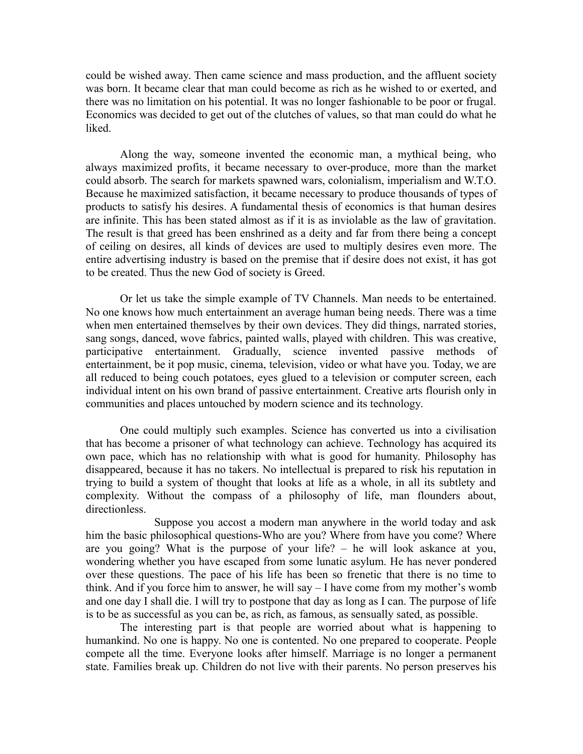could be wished away. Then came science and mass production, and the affluent society was born. It became clear that man could become as rich as he wished to or exerted, and there was no limitation on his potential. It was no longer fashionable to be poor or frugal. Economics was decided to get out of the clutches of values, so that man could do what he liked.

Along the way, someone invented the economic man, a mythical being, who always maximized profits, it became necessary to over-produce, more than the market could absorb. The search for markets spawned wars, colonialism, imperialism and W.T.O. Because he maximized satisfaction, it became necessary to produce thousands of types of products to satisfy his desires. A fundamental thesis of economics is that human desires are infinite. This has been stated almost as if it is as inviolable as the law of gravitation. The result is that greed has been enshrined as a deity and far from there being a concept of ceiling on desires, all kinds of devices are used to multiply desires even more. The entire advertising industry is based on the premise that if desire does not exist, it has got to be created. Thus the new God of society is Greed.

Or let us take the simple example of TV Channels. Man needs to be entertained. No one knows how much entertainment an average human being needs. There was a time when men entertained themselves by their own devices. They did things, narrated stories, sang songs, danced, wove fabrics, painted walls, played with children. This was creative, participative entertainment. Gradually, science invented passive methods of entertainment, be it pop music, cinema, television, video or what have you. Today, we are all reduced to being couch potatoes, eyes glued to a television or computer screen, each individual intent on his own brand of passive entertainment. Creative arts flourish only in communities and places untouched by modern science and its technology.

One could multiply such examples. Science has converted us into a civilisation that has become a prisoner of what technology can achieve. Technology has acquired its own pace, which has no relationship with what is good for humanity. Philosophy has disappeared, because it has no takers. No intellectual is prepared to risk his reputation in trying to build a system of thought that looks at life as a whole, in all its subtlety and complexity. Without the compass of a philosophy of life, man flounders about, directionless.

Suppose you accost a modern man anywhere in the world today and ask him the basic philosophical questions-Who are you? Where from have you come? Where are you going? What is the purpose of your life? – he will look askance at you, wondering whether you have escaped from some lunatic asylum. He has never pondered over these questions. The pace of his life has been so frenetic that there is no time to think. And if you force him to answer, he will say – I have come from my mother's womb and one day I shall die. I will try to postpone that day as long as I can. The purpose of life is to be as successful as you can be, as rich, as famous, as sensually sated, as possible.

The interesting part is that people are worried about what is happening to humankind. No one is happy. No one is contented. No one prepared to cooperate. People compete all the time. Everyone looks after himself. Marriage is no longer a permanent state. Families break up. Children do not live with their parents. No person preserves his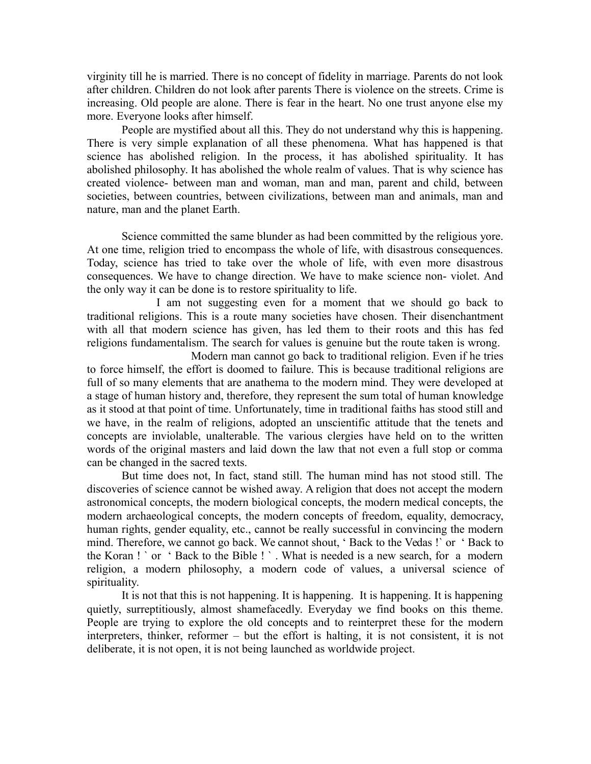virginity till he is married. There is no concept of fidelity in marriage. Parents do not look after children. Children do not look after parents There is violence on the streets. Crime is increasing. Old people are alone. There is fear in the heart. No one trust anyone else my more. Everyone looks after himself.

People are mystified about all this. They do not understand why this is happening. There is very simple explanation of all these phenomena. What has happened is that science has abolished religion. In the process, it has abolished spirituality. It has abolished philosophy. It has abolished the whole realm of values. That is why science has created violence- between man and woman, man and man, parent and child, between societies, between countries, between civilizations, between man and animals, man and nature, man and the planet Earth.

Science committed the same blunder as had been committed by the religious yore. At one time, religion tried to encompass the whole of life, with disastrous consequences. Today, science has tried to take over the whole of life, with even more disastrous consequences. We have to change direction. We have to make science non- violet. And the only way it can be done is to restore spirituality to life.

I am not suggesting even for a moment that we should go back to traditional religions. This is a route many societies have chosen. Their disenchantment with all that modern science has given, has led them to their roots and this has fed religions fundamentalism. The search for values is genuine but the route taken is wrong.

Modern man cannot go back to traditional religion. Even if he tries to force himself, the effort is doomed to failure. This is because traditional religions are full of so many elements that are anathema to the modern mind. They were developed at a stage of human history and, therefore, they represent the sum total of human knowledge as it stood at that point of time. Unfortunately, time in traditional faiths has stood still and we have, in the realm of religions, adopted an unscientific attitude that the tenets and concepts are inviolable, unalterable. The various clergies have held on to the written words of the original masters and laid down the law that not even a full stop or comma can be changed in the sacred texts.

But time does not, In fact, stand still. The human mind has not stood still. The discoveries of science cannot be wished away. A religion that does not accept the modern astronomical concepts, the modern biological concepts, the modern medical concepts, the modern archaeological concepts, the modern concepts of freedom, equality, democracy, human rights, gender equality, etc., cannot be really successful in convincing the modern mind. Therefore, we cannot go back. We cannot shout, ' Back to the Vedas !` or ' Back to the Koran ! ` or ' Back to the Bible ! ` . What is needed is a new search, for a modern religion, a modern philosophy, a modern code of values, a universal science of spirituality.

It is not that this is not happening. It is happening. It is happening. It is happening quietly, surreptitiously, almost shamefacedly. Everyday we find books on this theme. People are trying to explore the old concepts and to reinterpret these for the modern interpreters, thinker, reformer – but the effort is halting, it is not consistent, it is not deliberate, it is not open, it is not being launched as worldwide project.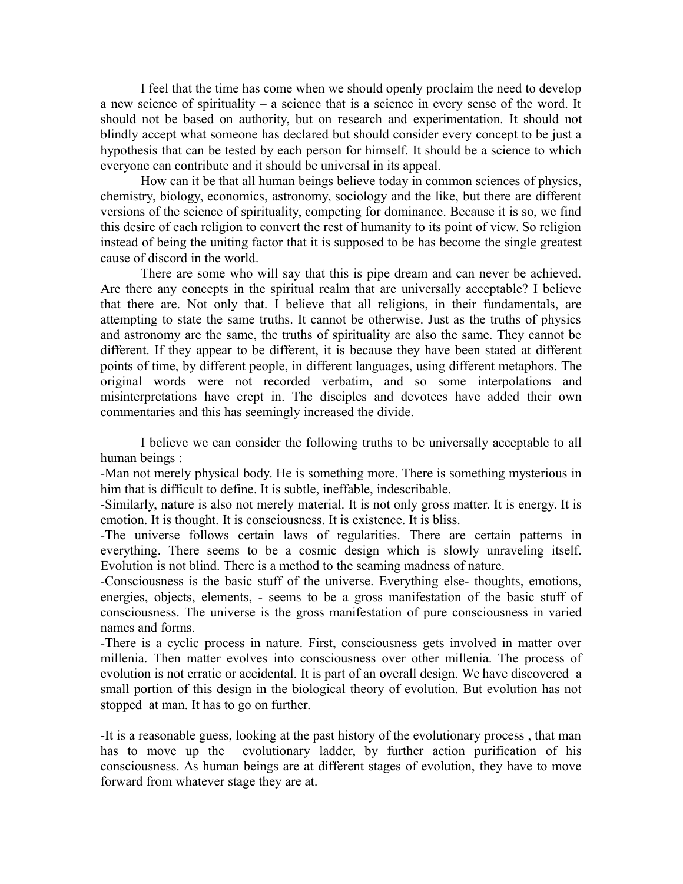I feel that the time has come when we should openly proclaim the need to develop a new science of spirituality – a science that is a science in every sense of the word. It should not be based on authority, but on research and experimentation. It should not blindly accept what someone has declared but should consider every concept to be just a hypothesis that can be tested by each person for himself. It should be a science to which everyone can contribute and it should be universal in its appeal.

How can it be that all human beings believe today in common sciences of physics, chemistry, biology, economics, astronomy, sociology and the like, but there are different versions of the science of spirituality, competing for dominance. Because it is so, we find this desire of each religion to convert the rest of humanity to its point of view. So religion instead of being the uniting factor that it is supposed to be has become the single greatest cause of discord in the world.

There are some who will say that this is pipe dream and can never be achieved. Are there any concepts in the spiritual realm that are universally acceptable? I believe that there are. Not only that. I believe that all religions, in their fundamentals, are attempting to state the same truths. It cannot be otherwise. Just as the truths of physics and astronomy are the same, the truths of spirituality are also the same. They cannot be different. If they appear to be different, it is because they have been stated at different points of time, by different people, in different languages, using different metaphors. The original words were not recorded verbatim, and so some interpolations and misinterpretations have crept in. The disciples and devotees have added their own commentaries and this has seemingly increased the divide.

I believe we can consider the following truths to be universally acceptable to all human beings :

-Man not merely physical body. He is something more. There is something mysterious in him that is difficult to define. It is subtle, ineffable, indescribable.

-Similarly, nature is also not merely material. It is not only gross matter. It is energy. It is emotion. It is thought. It is consciousness. It is existence. It is bliss.

-The universe follows certain laws of regularities. There are certain patterns in everything. There seems to be a cosmic design which is slowly unraveling itself. Evolution is not blind. There is a method to the seaming madness of nature.

-Consciousness is the basic stuff of the universe. Everything else- thoughts, emotions, energies, objects, elements, - seems to be a gross manifestation of the basic stuff of consciousness. The universe is the gross manifestation of pure consciousness in varied names and forms.

-There is a cyclic process in nature. First, consciousness gets involved in matter over millenia. Then matter evolves into consciousness over other millenia. The process of evolution is not erratic or accidental. It is part of an overall design. We have discovered a small portion of this design in the biological theory of evolution. But evolution has not stopped at man. It has to go on further.

-It is a reasonable guess, looking at the past history of the evolutionary process , that man has to move up the evolutionary ladder, by further action purification of his consciousness. As human beings are at different stages of evolution, they have to move forward from whatever stage they are at.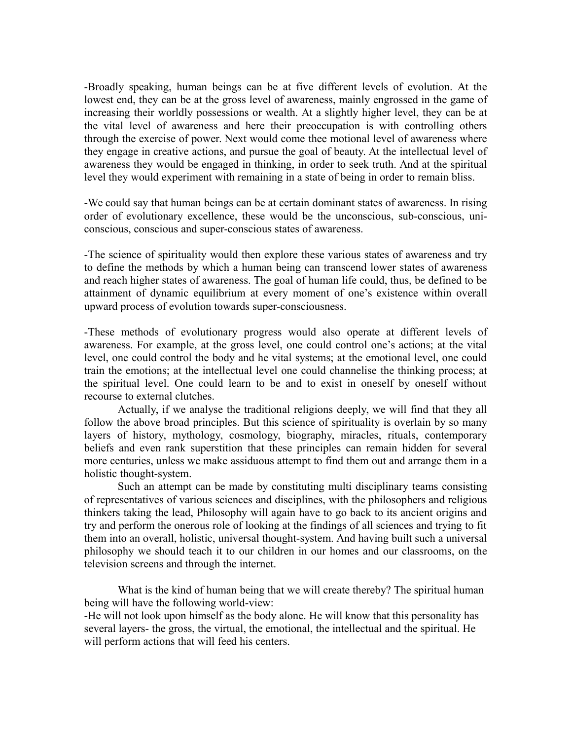-Broadly speaking, human beings can be at five different levels of evolution. At the lowest end, they can be at the gross level of awareness, mainly engrossed in the game of increasing their worldly possessions or wealth. At a slightly higher level, they can be at the vital level of awareness and here their preoccupation is with controlling others through the exercise of power. Next would come thee motional level of awareness where they engage in creative actions, and pursue the goal of beauty. At the intellectual level of awareness they would be engaged in thinking, in order to seek truth. And at the spiritual level they would experiment with remaining in a state of being in order to remain bliss.

-We could say that human beings can be at certain dominant states of awareness. In rising order of evolutionary excellence, these would be the unconscious, sub-conscious, uni-conscious, conscious and super-conscious states of awareness.

-The science of spirituality would then explore these various states of awareness and try to define the methods by which a human being can transcend lower states of awareness and reach higher states of awareness. The goal of human life could, thus, be defined to be attainment of dynamic equilibrium at every moment of one's existence within overall upward process of evolution towards super-consciousness.

-These methods of evolutionary progress would also operate at different levels of awareness. For example, at the gross level, one could control one's actions; at the vital level, one could control the body and he vital systems; at the emotional level, one could train the emotions; at the intellectual level one could channelise the thinking process; at the spiritual level. One could learn to be and to exist in oneself by oneself without recourse to external clutches.

Actually, if we analyse the traditional religions deeply, we will find that they all follow the above broad principles. But this science of spirituality is overlain by so many layers of history, mythology, cosmology, biography, miracles, rituals, contemporary beliefs and even rank superstition that these principles can remain hidden for several more centuries, unless we make assiduous attempt to find them out and arrange them in a holistic thought-system.

Such an attempt can be made by constituting multi disciplinary teams consisting of representatives of various sciences and disciplines, with the philosophers and religious thinkers taking the lead, Philosophy will again have to go back to its ancient origins and try and perform the onerous role of looking at the findings of all sciences and trying to fit them into an overall, holistic, universal thought-system. And having built such a universal philosophy we should teach it to our children in our homes and our classrooms, on the television screens and through the internet.

What is the kind of human being that we will create thereby? The spiritual human being will have the following world-view:

-He will not look upon himself as the body alone. He will know that this personality has several layers- the gross, the virtual, the emotional, the intellectual and the spiritual. He will perform actions that will feed his centers.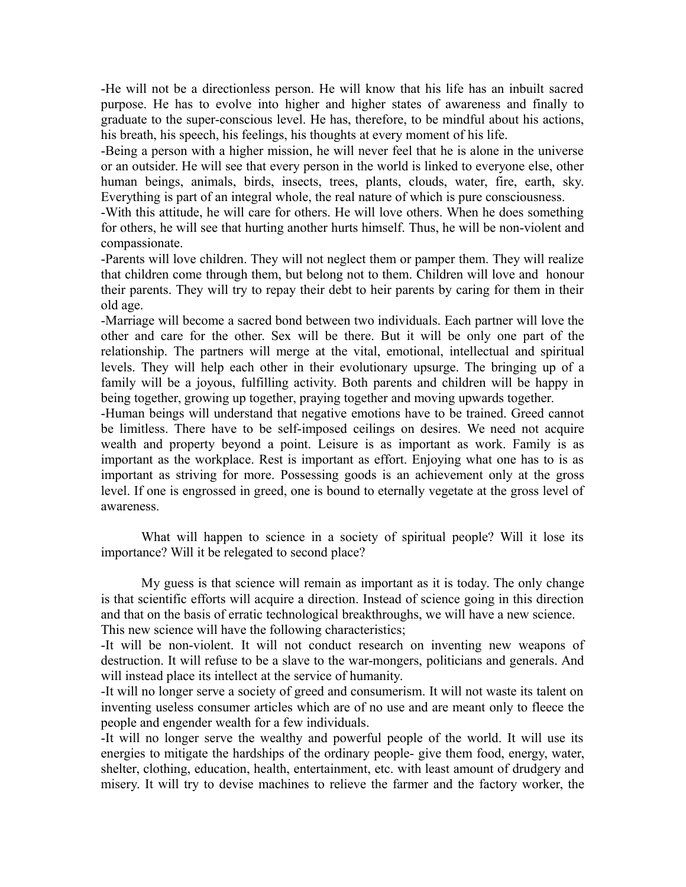-He will not be a directionless person. He will know that his life has an inbuilt sacred purpose. He has to evolve into higher and higher states of awareness and finally to graduate to the super-conscious level. He has, therefore, to be mindful about his actions, his breath, his speech, his feelings, his thoughts at every moment of his life.

-Being a person with a higher mission, he will never feel that he is alone in the universe or an outsider. He will see that every person in the world is linked to everyone else, other human beings, animals, birds, insects, trees, plants, clouds, water, fire, earth, sky. Everything is part of an integral whole, the real nature of which is pure consciousness.

-With this attitude, he will care for others. He will love others. When he does something for others, he will see that hurting another hurts himself. Thus, he will be non-violent and compassionate.

-Parents will love children. They will not neglect them or pamper them. They will realize that children come through them, but belong not to them. Children will love and honour their parents. They will try to repay their debt to heir parents by caring for them in their old age.

-Marriage will become a sacred bond between two individuals. Each partner will love the other and care for the other. Sex will be there. But it will be only one part of the relationship. The partners will merge at the vital, emotional, intellectual and spiritual levels. They will help each other in their evolutionary upsurge. The bringing up of a family will be a joyous, fulfilling activity. Both parents and children will be happy in being together, growing up together, praying together and moving upwards together.

-Human beings will understand that negative emotions have to be trained. Greed cannot be limitless. There have to be self-imposed ceilings on desires. We need not acquire wealth and property beyond a point. Leisure is as important as work. Family is as important as the workplace. Rest is important as effort. Enjoying what one has to is as important as striving for more. Possessing goods is an achievement only at the gross level. If one is engrossed in greed, one is bound to eternally vegetate at the gross level of awareness.

What will happen to science in a society of spiritual people? Will it lose its importance? Will it be relegated to second place?

My guess is that science will remain as important as it is today. The only change is that scientific efforts will acquire a direction. Instead of science going in this direction and that on the basis of erratic technological breakthroughs, we will have a new science. This new science will have the following characteristics;

-It will be non-violent. It will not conduct research on inventing new weapons of destruction. It will refuse to be a slave to the war-mongers, politicians and generals. And will instead place its intellect at the service of humanity.

-It will no longer serve a society of greed and consumerism. It will not waste its talent on inventing useless consumer articles which are of no use and are meant only to fleece the people and engender wealth for a few individuals.

-It will no longer serve the wealthy and powerful people of the world. It will use its energies to mitigate the hardships of the ordinary people- give them food, energy, water, shelter, clothing, education, health, entertainment, etc. with least amount of drudgery and misery. It will try to devise machines to relieve the farmer and the factory worker, the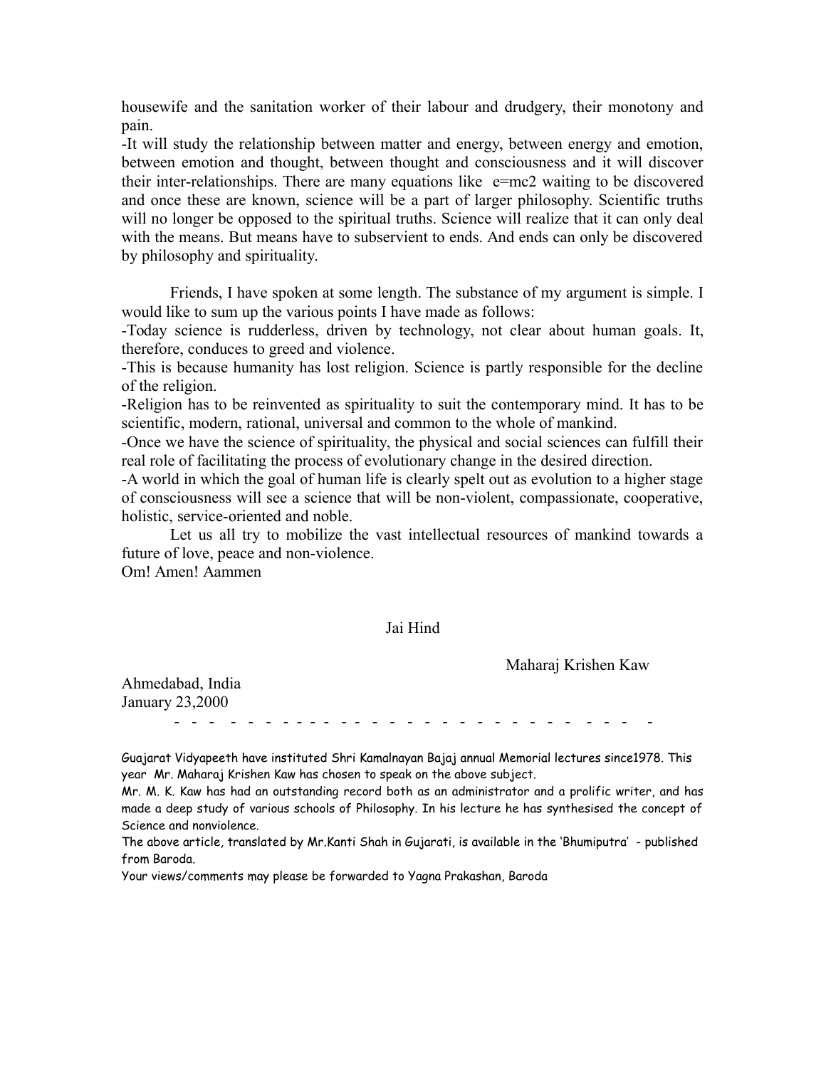housewife and the sanitation worker of their labour and drudgery, their monotony and pain.

-It will study the relationship between matter and energy, between energy and emotion, between emotion and thought, between thought and consciousness and it will discover their inter-relationships. There are many equations like e=mc2 waiting to be discovered and once these are known, science will be a part of larger philosophy. Scientific truths will no longer be opposed to the spiritual truths. Science will realize that it can only deal with the means. But means have to subservient to ends. And ends can only be discovered by philosophy and spirituality.

Friends, I have spoken at some length. The substance of my argument is simple. I would like to sum up the various points I have made as follows:

-Today science is rudderless, driven by technology, not clear about human goals. It, therefore, conduces to greed and violence.

-This is because humanity has lost religion. Science is partly responsible for the decline of the religion.

-Religion has to be reinvented as spirituality to suit the contemporary mind. It has to be scientific, modern, rational, universal and common to the whole of mankind.

-Once we have the science of spirituality, the physical and social sciences can fulfill their real role of facilitating the process of evolutionary change in the desired direction.

-A world in which the goal of human life is clearly spelt out as evolution to a higher stage of consciousness will see a science that will be non-violent, compassionate, cooperative, holistic, service-oriented and noble.

Let us all try to mobilize the vast intellectual resources of mankind towards a future of love, peace and non-violence.

Om! Amen! Aammen

Jai Hind

Maharaj Krishen Kaw

Ahmedabad, India
January 23,2000

- - - - - - - - - - - - - - - - - - - - - - - - - - - - - - -

Guajarat Vidyapeeth have instituted Shri Kamalnayan Bajaj annual Memorial lectures since1978. This year Mr. Maharaj Krishen Kaw has chosen to speak on the above subject.

Mr. M. K. Kaw has had an outstanding record both as an administrator and a prolific writer, and has made a deep study of various schools of Philosophy. In his lecture he has synthesised the concept of Science and nonviolence.

The above article, translated by Mr.Kanti Shah in Gujarati, is available in the 'Bhumiputra' - published from Baroda.

Your views/comments may please be forwarded to Yagna Prakashan, Baroda